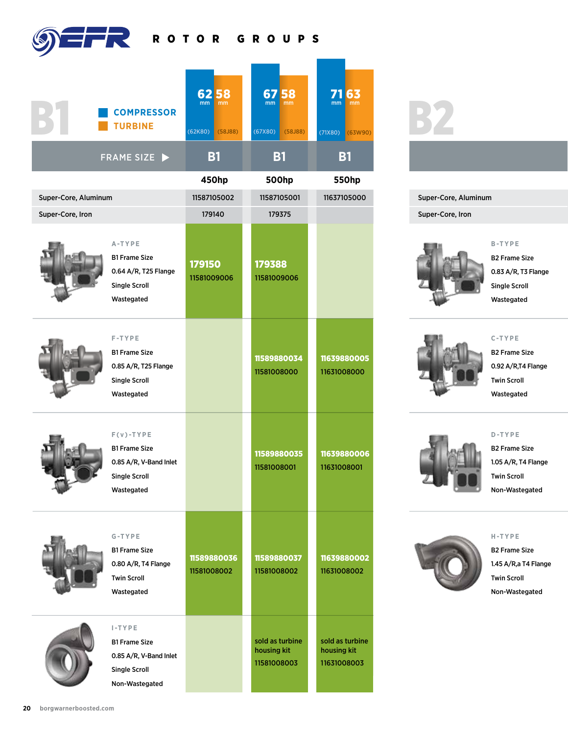# EFR ROTOR GROUPS

## B1

- COMPRESSOR
- TURBINE

| FRAME SIZE ▶ | B1 | B1 | B1 |
|---|---|---|---|
| Compressor / Turbine | 62 mm / 58 mm (62K80) (58J88) | 67 mm / 58 mm (67X80) (58J88) | 71 mm / 63 mm (71X80) (63W90) |
| | 450hp | 500hp | 550hp |
| Super-Core, Aluminum | 11587105002 | 11587105001 | 11637105000 |
| Super-Core, Iron | 179140 | 179375 | |
| **A-TYPE** B1 Frame Size, 0.64 A/R, T25 Flange, Single Scroll, Wastegated | **179150** 11581009006 | **179388** 11581009006 | |
| **F-TYPE** B1 Frame Size, 0.85 A/R, T25 Flange, Single Scroll, Wastegated | | **11589880034** 11581008000 | **11639880005** 11631008000 |
| **F(v)-TYPE** B1 Frame Size, 0.85 A/R, V-Band Inlet, Single Scroll, Wastegated | | **11589880035** 11581008001 | **11639880006** 11631008001 |
| **G-TYPE** B1 Frame Size, 0.80 A/R, T4 Flange, Twin Scroll, Wastegated | **11589880036** 11581008002 | **11589880037** 11581008002 | **11639880002** 11631008002 |
| **I-TYPE** B1 Frame Size, 0.85 A/R, V-Band Inlet, Single Scroll, Non-Wastegated | | sold as turbine housing kit 11581008003 | sold as turbine housing kit 11631008003 |

## B2

- Super-Core, Aluminum
- Super-Core, Iron

**B-TYPE**
B2 Frame Size
0.83 A/R, T3 Flange
Single Scroll
Wastegated

**C-TYPE**
B2 Frame Size
0.92 A/R,T4 Flange
Twin Scroll
Wastegated

**D-TYPE**
B2 Frame Size
1.05 A/R, T4 Flange
Twin Scroll
Non-Wastegated

**H-TYPE**
B2 Frame Size
1.45 A/R,a T4 Flange
Twin Scroll
Non-Wastegated

borgwarnerboosted.com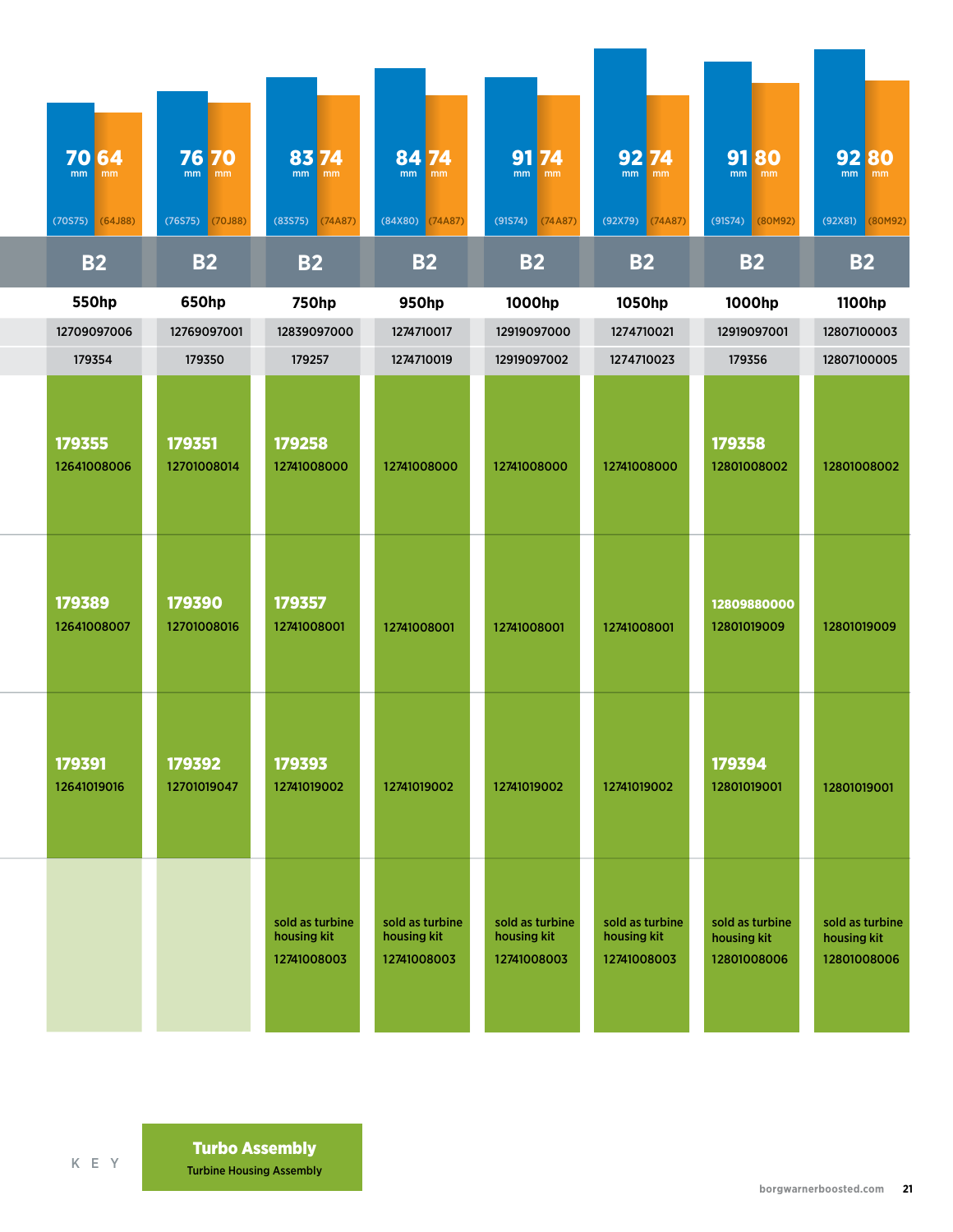| 70 mm / 64 mm | 76 mm / 70 mm | 83 mm / 74 mm | 84 mm / 74 mm | 91 mm / 74 mm | 92 mm / 74 mm | 91 mm / 80 mm | 92 mm / 80 mm |
|---|---|---|---|---|---|---|---|
| (70S75) (64J88) | (76S75) (70J88) | (83S75) (74A87) | (84X80) (74A87) | (91S74) (74A87) | (92X79) (74A87) | (91S74) (80M92) | (92X81) (80M92) |
| B2 | B2 | B2 | B2 | B2 | B2 | B2 | B2 |
| 550hp | 650hp | 750hp | 950hp | 1000hp | 1050hp | 1000hp | 1100hp |
| 12709097006 | 12769097001 | 12839097000 | 1274710017 | 12919097000 | 1274710021 | 12919097001 | 12807100003 |
| 179354 | 179350 | 179257 | 1274710019 | 12919097002 | 1274710023 | 179356 | 12807100005 |
| **179355** 12641008006 | **179351** 12701008014 | **179258** 12741008000 | 12741008000 | 12741008000 | 12741008000 | **179358** 12801008002 | 12801008002 |
| **179389** 12641008007 | **179390** 12701008016 | **179357** 12741008001 | 12741008001 | 12741008001 | 12741008001 | **12809880000** 12801019009 | 12801019009 |
| **179391** 12641019016 | **179392** 12701019047 | **179393** 12741019002 | 12741019002 | 12741019002 | 12741019002 | **179394** 12801019001 | 12801019001 |
| | | sold as turbine housing kit 12741008003 | sold as turbine housing kit 12741008003 | sold as turbine housing kit 12741008003 | sold as turbine housing kit 12741008003 | sold as turbine housing kit 12801008006 | sold as turbine housing kit 12801008006 |

KEY

**Turbo Assembly**
Turbine Housing Assembly

borgwarnerboosted.com